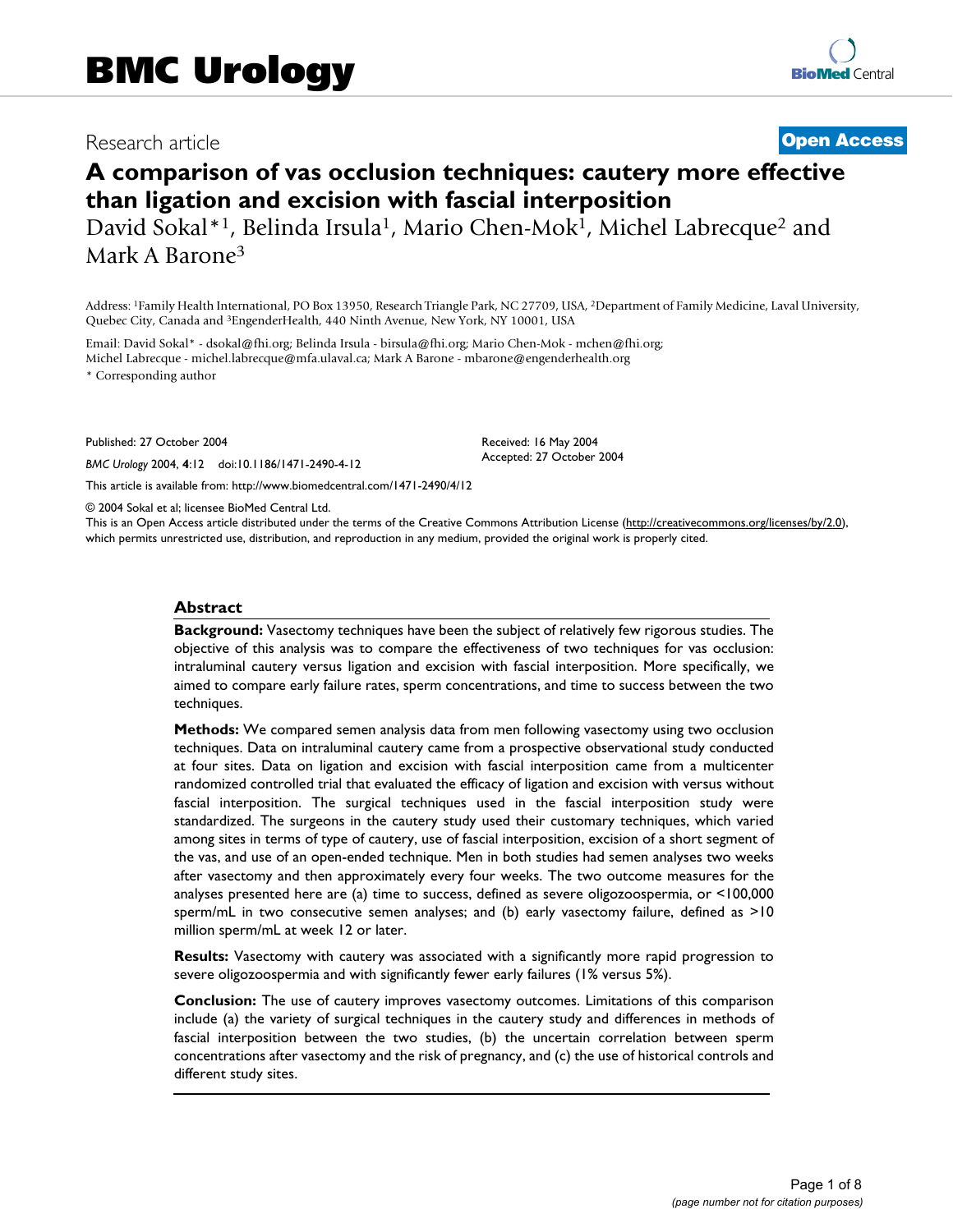BMC Urology

Research article

**Open Access**

# A comparison of vas occlusion techniques: cautery more effective than ligation and excision with fascial interposition

David Sokal*[1], Belinda Irsula[1], Mario Chen-Mok[1], Michel Labrecque[2] and Mark A Barone[3]

Address: [1]Family Health International, PO Box 13950, Research Triangle Park, NC 27709, USA, [2]Department of Family Medicine, Laval University, Quebec City, Canada and [3]EngenderHealth, 440 Ninth Avenue, New York, NY 10001, USA

Email: David Sokal* - dsokal@fhi.org; Belinda Irsula - birsula@fhi.org; Mario Chen-Mok - mchen@fhi.org; Michel Labrecque - michel.labrecque@mfa.ulaval.ca; Mark A Barone - mbarone@engenderhealth.org

* Corresponding author

Published: 27 October 2004

*BMC Urology* 2004, **4**:12 doi:10.1186/1471-2490-4-12

Received: 16 May 2004
Accepted: 27 October 2004

This article is available from: http://www.biomedcentral.com/1471-2490/4/12

© 2004 Sokal et al; licensee BioMed Central Ltd.

This is an Open Access article distributed under the terms of the Creative Commons Attribution License (http://creativecommons.org/licenses/by/2.0), which permits unrestricted use, distribution, and reproduction in any medium, provided the original work is properly cited.

## Abstract

**Background:** Vasectomy techniques have been the subject of relatively few rigorous studies. The objective of this analysis was to compare the effectiveness of two techniques for vas occlusion: intraluminal cautery versus ligation and excision with fascial interposition. More specifically, we aimed to compare early failure rates, sperm concentrations, and time to success between the two techniques.

**Methods:** We compared semen analysis data from men following vasectomy using two occlusion techniques. Data on intraluminal cautery came from a prospective observational study conducted at four sites. Data on ligation and excision with fascial interposition came from a multicenter randomized controlled trial that evaluated the efficacy of ligation and excision with versus without fascial interposition. The surgical techniques used in the fascial interposition study were standardized. The surgeons in the cautery study used their customary techniques, which varied among sites in terms of type of cautery, use of fascial interposition, excision of a short segment of the vas, and use of an open-ended technique. Men in both studies had semen analyses two weeks after vasectomy and then approximately every four weeks. The two outcome measures for the analyses presented here are (a) time to success, defined as severe oligozoospermia, or <100,000 sperm/mL in two consecutive semen analyses; and (b) early vasectomy failure, defined as >10 million sperm/mL at week 12 or later.

**Results:** Vasectomy with cautery was associated with a significantly more rapid progression to severe oligozoospermia and with significantly fewer early failures (1% versus 5%).

**Conclusion:** The use of cautery improves vasectomy outcomes. Limitations of this comparison include (a) the variety of surgical techniques in the cautery study and differences in methods of fascial interposition between the two studies, (b) the uncertain correlation between sperm concentrations after vasectomy and the risk of pregnancy, and (c) the use of historical controls and different study sites.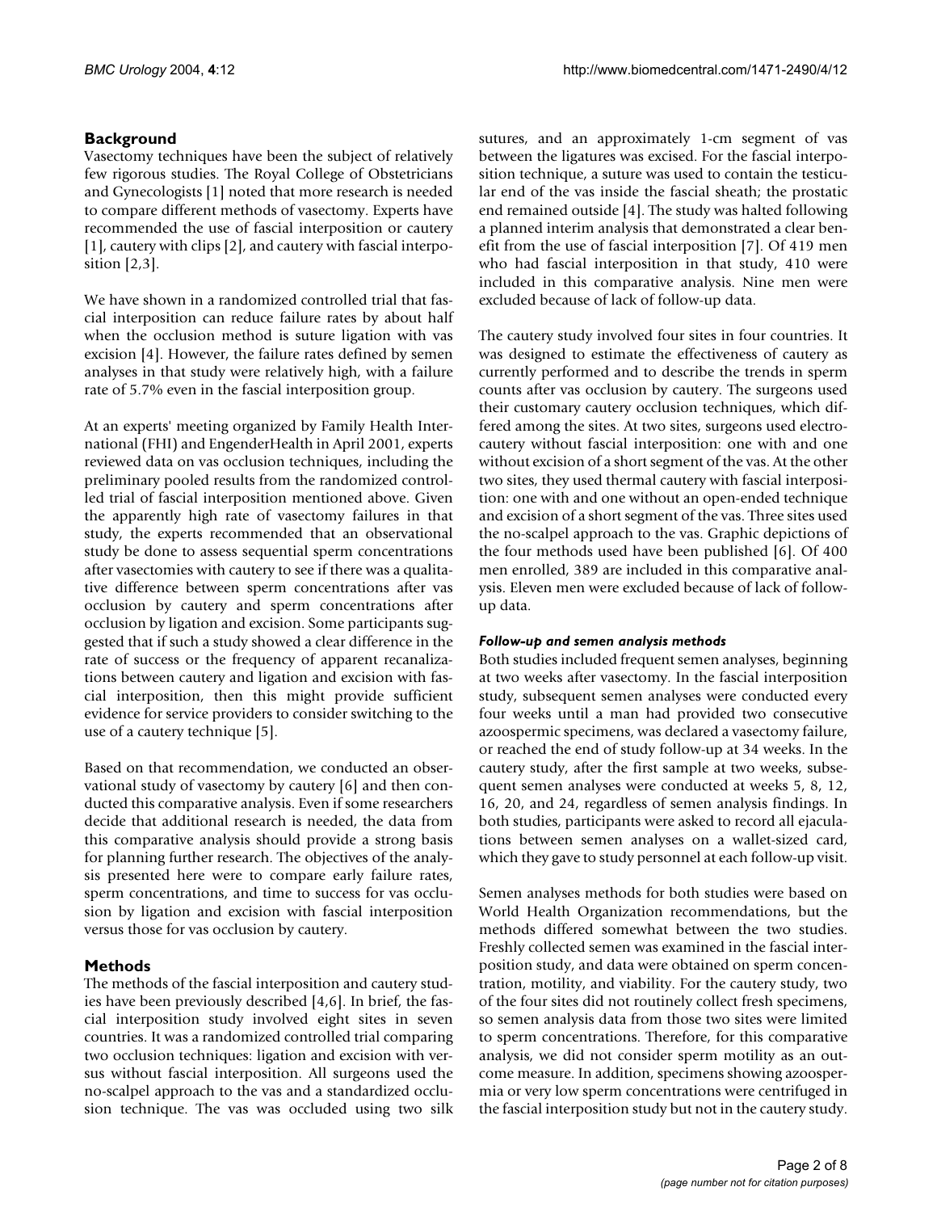## Background

Vasectomy techniques have been the subject of relatively few rigorous studies. The Royal College of Obstetricians and Gynecologists [1] noted that more research is needed to compare different methods of vasectomy. Experts have recommended the use of fascial interposition or cautery [1], cautery with clips [2], and cautery with fascial interposition [2,3].

We have shown in a randomized controlled trial that fascial interposition can reduce failure rates by about half when the occlusion method is suture ligation with vas excision [4]. However, the failure rates defined by semen analyses in that study were relatively high, with a failure rate of 5.7% even in the fascial interposition group.

At an experts' meeting organized by Family Health International (FHI) and EngenderHealth in April 2001, experts reviewed data on vas occlusion techniques, including the preliminary pooled results from the randomized controlled trial of fascial interposition mentioned above. Given the apparently high rate of vasectomy failures in that study, the experts recommended that an observational study be done to assess sequential sperm concentrations after vasectomies with cautery to see if there was a qualitative difference between sperm concentrations after vas occlusion by cautery and sperm concentrations after occlusion by ligation and excision. Some participants suggested that if such a study showed a clear difference in the rate of success or the frequency of apparent recanalizations between cautery and ligation and excision with fascial interposition, then this might provide sufficient evidence for service providers to consider switching to the use of a cautery technique [5].

Based on that recommendation, we conducted an observational study of vasectomy by cautery [6] and then conducted this comparative analysis. Even if some researchers decide that additional research is needed, the data from this comparative analysis should provide a strong basis for planning further research. The objectives of the analysis presented here were to compare early failure rates, sperm concentrations, and time to success for vas occlusion by ligation and excision with fascial interposition versus those for vas occlusion by cautery.

## Methods

The methods of the fascial interposition and cautery studies have been previously described [4,6]. In brief, the fascial interposition study involved eight sites in seven countries. It was a randomized controlled trial comparing two occlusion techniques: ligation and excision with versus without fascial interposition. All surgeons used the no-scalpel approach to the vas and a standardized occlusion technique. The vas was occluded using two silk sutures, and an approximately 1-cm segment of vas between the ligatures was excised. For the fascial interposition technique, a suture was used to contain the testicular end of the vas inside the fascial sheath; the prostatic end remained outside [4]. The study was halted following a planned interim analysis that demonstrated a clear benefit from the use of fascial interposition [7]. Of 419 men who had fascial interposition in that study, 410 were included in this comparative analysis. Nine men were excluded because of lack of follow-up data.

The cautery study involved four sites in four countries. It was designed to estimate the effectiveness of cautery as currently performed and to describe the trends in sperm counts after vas occlusion by cautery. The surgeons used their customary cautery occlusion techniques, which differed among the sites. At two sites, surgeons used electrocautery without fascial interposition: one with and one without excision of a short segment of the vas. At the other two sites, they used thermal cautery with fascial interposition: one with and one without an open-ended technique and excision of a short segment of the vas. Three sites used the no-scalpel approach to the vas. Graphic depictions of the four methods used have been published [6]. Of 400 men enrolled, 389 are included in this comparative analysis. Eleven men were excluded because of lack of follow-up data.

### *Follow-up and semen analysis methods*

Both studies included frequent semen analyses, beginning at two weeks after vasectomy. In the fascial interposition study, subsequent semen analyses were conducted every four weeks until a man had provided two consecutive azoospermic specimens, was declared a vasectomy failure, or reached the end of study follow-up at 34 weeks. In the cautery study, after the first sample at two weeks, subsequent semen analyses were conducted at weeks 5, 8, 12, 16, 20, and 24, regardless of semen analysis findings. In both studies, participants were asked to record all ejaculations between semen analyses on a wallet-sized card, which they gave to study personnel at each follow-up visit.

Semen analyses methods for both studies were based on World Health Organization recommendations, but the methods differed somewhat between the two studies. Freshly collected semen was examined in the fascial interposition study, and data were obtained on sperm concentration, motility, and viability. For the cautery study, two of the four sites did not routinely collect fresh specimens, so semen analysis data from those two sites were limited to sperm concentrations. Therefore, for this comparative analysis, we did not consider sperm motility as an outcome measure. In addition, specimens showing azoospermia or very low sperm concentrations were centrifuged in the fascial interposition study but not in the cautery study.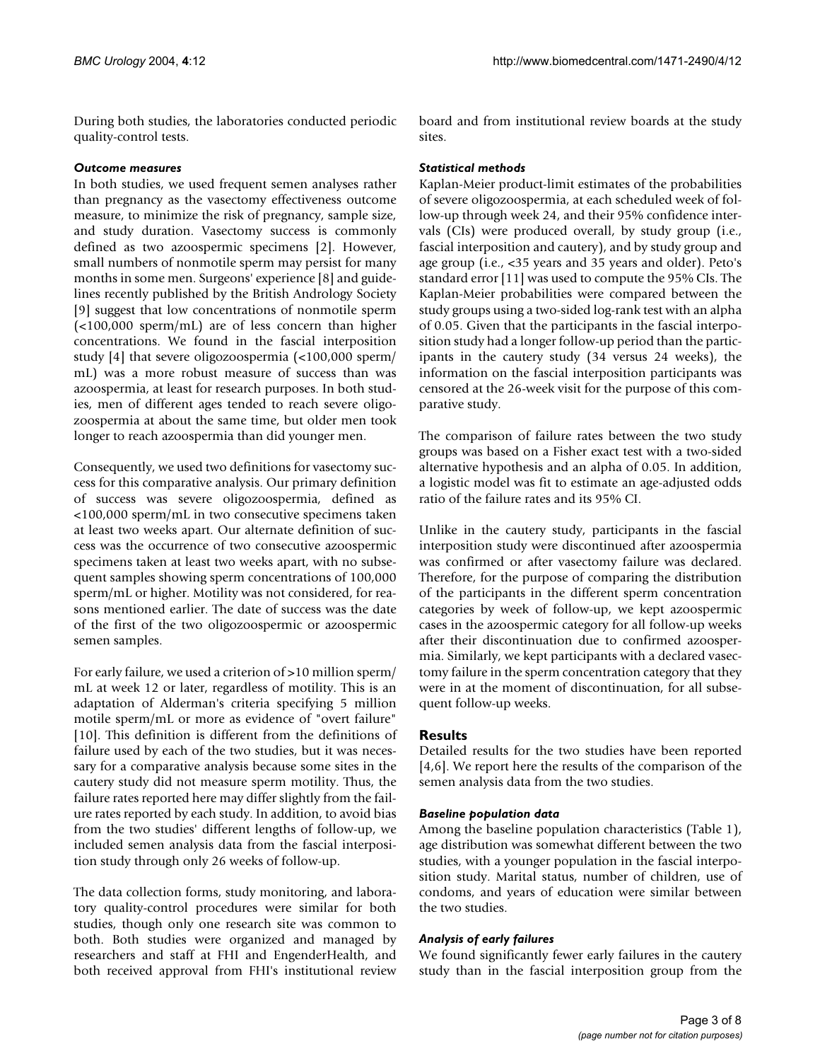During both studies, the laboratories conducted periodic quality-control tests.

### *Outcome measures*

In both studies, we used frequent semen analyses rather than pregnancy as the vasectomy effectiveness outcome measure, to minimize the risk of pregnancy, sample size, and study duration. Vasectomy success is commonly defined as two azoospermic specimens [2]. However, small numbers of nonmotile sperm may persist for many months in some men. Surgeons' experience [8] and guidelines recently published by the British Andrology Society [9] suggest that low concentrations of nonmotile sperm (<100,000 sperm/mL) are of less concern than higher concentrations. We found in the fascial interposition study [4] that severe oligozoospermia (<100,000 sperm/mL) was a more robust measure of success than was azoospermia, at least for research purposes. In both studies, men of different ages tended to reach severe oligozoospermia at about the same time, but older men took longer to reach azoospermia than did younger men.

Consequently, we used two definitions for vasectomy success for this comparative analysis. Our primary definition of success was severe oligozoospermia, defined as <100,000 sperm/mL in two consecutive specimens taken at least two weeks apart. Our alternate definition of success was the occurrence of two consecutive azoospermic specimens taken at least two weeks apart, with no subsequent samples showing sperm concentrations of 100,000 sperm/mL or higher. Motility was not considered, for reasons mentioned earlier. The date of success was the date of the first of the two oligozoospermic or azoospermic semen samples.

For early failure, we used a criterion of >10 million sperm/mL at week 12 or later, regardless of motility. This is an adaptation of Alderman's criteria specifying 5 million motile sperm/mL or more as evidence of "overt failure" [10]. This definition is different from the definitions of failure used by each of the two studies, but it was necessary for a comparative analysis because some sites in the cautery study did not measure sperm motility. Thus, the failure rates reported here may differ slightly from the failure rates reported by each study. In addition, to avoid bias from the two studies' different lengths of follow-up, we included semen analysis data from the fascial interposition study through only 26 weeks of follow-up.

The data collection forms, study monitoring, and laboratory quality-control procedures were similar for both studies, though only one research site was common to both. Both studies were organized and managed by researchers and staff at FHI and EngenderHealth, and both received approval from FHI's institutional review board and from institutional review boards at the study sites.

### *Statistical methods*

Kaplan-Meier product-limit estimates of the probabilities of severe oligozoospermia, at each scheduled week of follow-up through week 24, and their 95% confidence intervals (CIs) were produced overall, by study group (i.e., fascial interposition and cautery), and by study group and age group (i.e., <35 years and 35 years and older). Peto's standard error [11] was used to compute the 95% CIs. The Kaplan-Meier probabilities were compared between the study groups using a two-sided log-rank test with an alpha of 0.05. Given that the participants in the fascial interposition study had a longer follow-up period than the participants in the cautery study (34 versus 24 weeks), the information on the fascial interposition participants was censored at the 26-week visit for the purpose of this comparative study.

The comparison of failure rates between the two study groups was based on a Fisher exact test with a two-sided alternative hypothesis and an alpha of 0.05. In addition, a logistic model was fit to estimate an age-adjusted odds ratio of the failure rates and its 95% CI.

Unlike in the cautery study, participants in the fascial interposition study were discontinued after azoospermia was confirmed or after vasectomy failure was declared. Therefore, for the purpose of comparing the distribution of the participants in the different sperm concentration categories by week of follow-up, we kept azoospermic cases in the azoospermic category for all follow-up weeks after their discontinuation due to confirmed azoospermia. Similarly, we kept participants with a declared vasectomy failure in the sperm concentration category that they were in at the moment of discontinuation, for all subsequent follow-up weeks.

## Results

Detailed results for the two studies have been reported [4,6]. We report here the results of the comparison of the semen analysis data from the two studies.

### *Baseline population data*

Among the baseline population characteristics (Table 1), age distribution was somewhat different between the two studies, with a younger population in the fascial interposition study. Marital status, number of children, use of condoms, and years of education were similar between the two studies.

### *Analysis of early failures*

We found significantly fewer early failures in the cautery study than in the fascial interposition group from the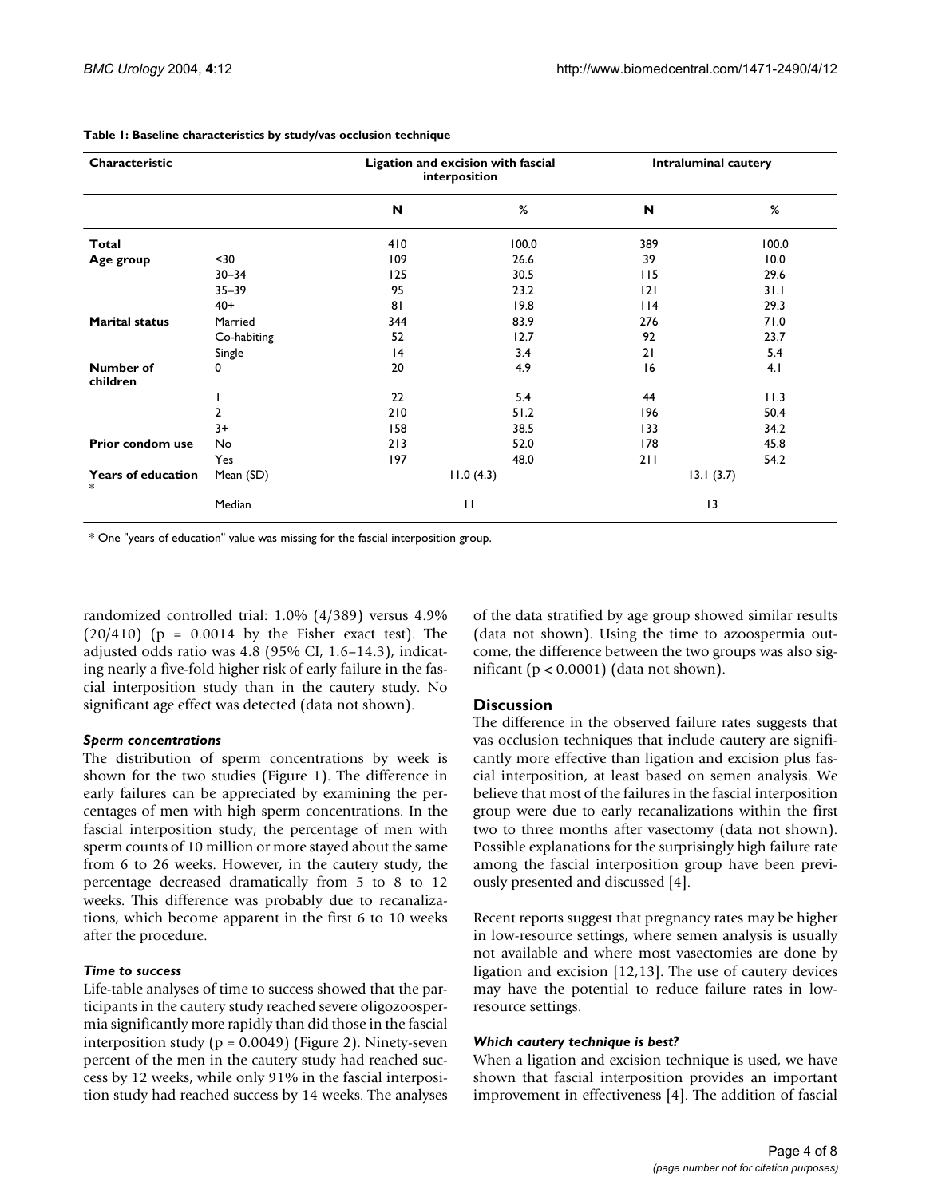**Table 1: Baseline characteristics by study/vas occlusion technique**

| Characteristic | | Ligation and excision with fascial interposition | | Intraluminal cautery | |
|---|---|---|---|---|---|
| | | N | % | N | % |
| **Total** | | 410 | 100.0 | 389 | 100.0 |
| **Age group** | <30 | 109 | 26.6 | 39 | 10.0 |
| | 30–34 | 125 | 30.5 | 115 | 29.6 |
| | 35–39 | 95 | 23.2 | 121 | 31.1 |
| | 40+ | 81 | 19.8 | 114 | 29.3 |
| **Marital status** | Married | 344 | 83.9 | 276 | 71.0 |
| | Co-habiting | 52 | 12.7 | 92 | 23.7 |
| | Single | 14 | 3.4 | 21 | 5.4 |
| **Number of children** | 0 | 20 | 4.9 | 16 | 4.1 |
| | 1 | 22 | 5.4 | 44 | 11.3 |
| | 2 | 210 | 51.2 | 196 | 50.4 |
| | 3+ | 158 | 38.5 | 133 | 34.2 |
| **Prior condom use** | No | 213 | 52.0 | 178 | 45.8 |
| | Yes | 197 | 48.0 | 211 | 54.2 |
| **Years of education** * | Mean (SD) | 11.0 (4.3) | | 13.1 (3.7) | |
| | Median | 11 | | 13 | |

* One "years of education" value was missing for the fascial interposition group.

randomized controlled trial: 1.0% (4/389) versus 4.9% (20/410) ($p = 0.0014$ by the Fisher exact test). The adjusted odds ratio was 4.8 (95% CI, 1.6–14.3), indicating nearly a five-fold higher risk of early failure in the fascial interposition study than in the cautery study. No significant age effect was detected (data not shown).

### *Sperm concentrations*

The distribution of sperm concentrations by week is shown for the two studies (Figure 1). The difference in early failures can be appreciated by examining the percentages of men with high sperm concentrations. In the fascial interposition study, the percentage of men with sperm counts of 10 million or more stayed about the same from 6 to 26 weeks. However, in the cautery study, the percentage decreased dramatically from 5 to 8 to 12 weeks. This difference was probably due to recanalizations, which become apparent in the first 6 to 10 weeks after the procedure.

### *Time to success*

Life-table analyses of time to success showed that the participants in the cautery study reached severe oligozoospermia significantly more rapidly than did those in the fascial interposition study ($p = 0.0049$) (Figure 2). Ninety-seven percent of the men in the cautery study had reached success by 12 weeks, while only 91% in the fascial interposition study had reached success by 14 weeks. The analyses of the data stratified by age group showed similar results (data not shown). Using the time to azoospermia outcome, the difference between the two groups was also significant ($p < 0.0001$) (data not shown).

## Discussion

The difference in the observed failure rates suggests that vas occlusion techniques that include cautery are significantly more effective than ligation and excision plus fascial interposition, at least based on semen analysis. We believe that most of the failures in the fascial interposition group were due to early recanalizations within the first two to three months after vasectomy (data not shown). Possible explanations for the surprisingly high failure rate among the fascial interposition group have been previously presented and discussed [4].

Recent reports suggest that pregnancy rates may be higher in low-resource settings, where semen analysis is usually not available and where most vasectomies are done by ligation and excision [12,13]. The use of cautery devices may have the potential to reduce failure rates in low-resource settings.

### *Which cautery technique is best?*

When a ligation and excision technique is used, we have shown that fascial interposition provides an important improvement in effectiveness [4]. The addition of fascial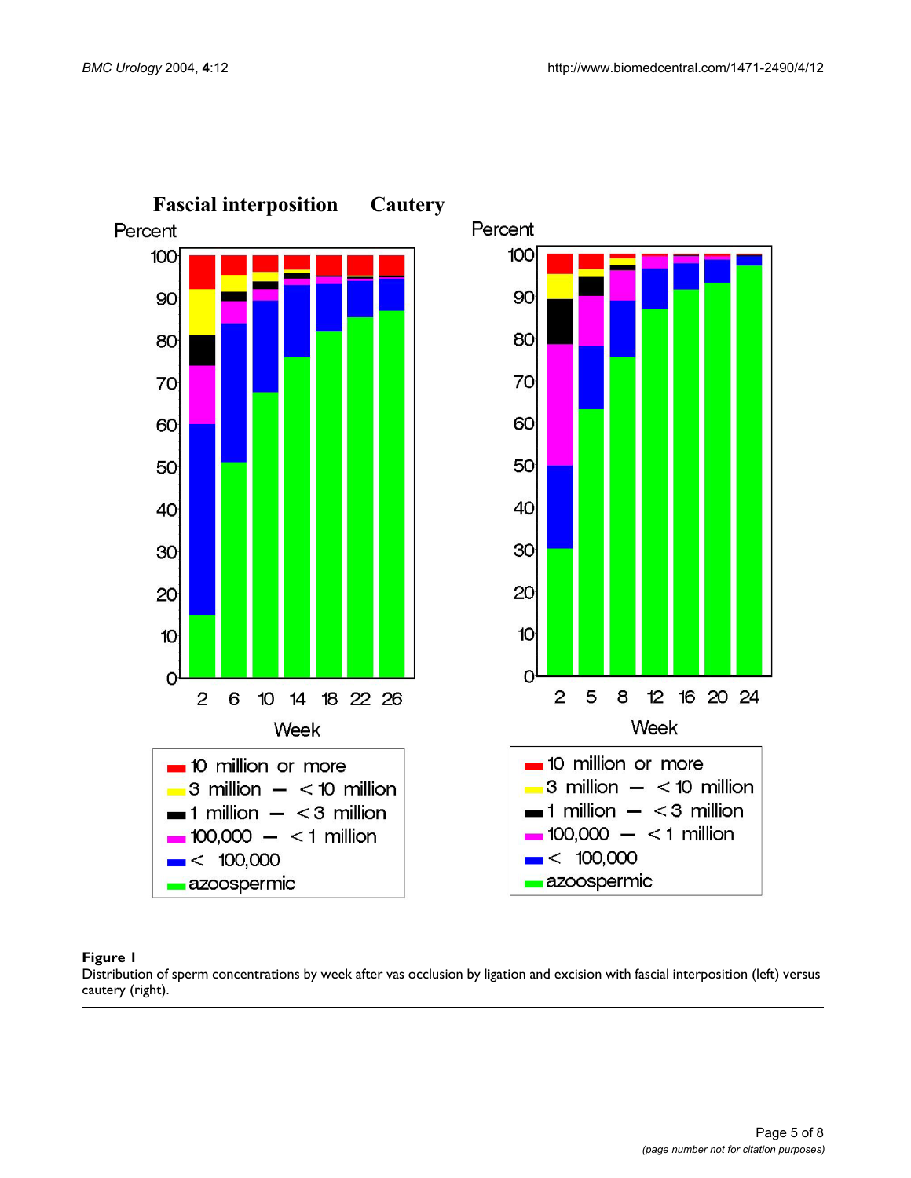**Figure 1**

Distribution of sperm concentrations by week after vas occlusion by ligation and excision with fascial interposition (left) versus cautery (right).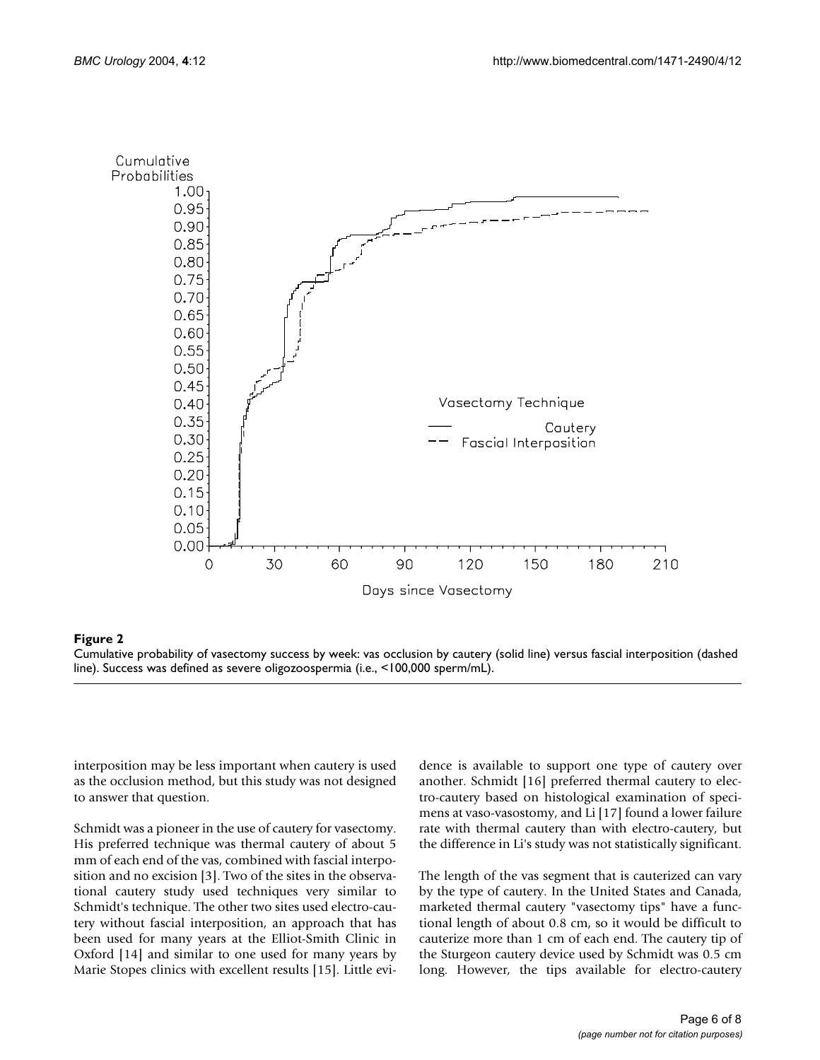**Figure 2**

Cumulative probability of vasectomy success by week: vas occlusion by cautery (solid line) versus fascial interposition (dashed line). Success was defined as severe oligozoospermia (i.e., <100,000 sperm/mL).

interposition may be less important when cautery is used as the occlusion method, but this study was not designed to answer that question.

Schmidt was a pioneer in the use of cautery for vasectomy. His preferred technique was thermal cautery of about 5 mm of each end of the vas, combined with fascial interposition and no excision [3]. Two of the sites in the observational cautery study used techniques very similar to Schmidt's technique. The other two sites used electro-cautery without fascial interposition, an approach that has been used for many years at the Elliot-Smith Clinic in Oxford [14] and similar to one used for many years by Marie Stopes clinics with excellent results [15]. Little evidence is available to support one type of cautery over another. Schmidt [16] preferred thermal cautery to electro-cautery based on histological examination of specimens at vaso-vasostomy, and Li [17] found a lower failure rate with thermal cautery than with electro-cautery, but the difference in Li's study was not statistically significant.

The length of the vas segment that is cauterized can vary by the type of cautery. In the United States and Canada, marketed thermal cautery "vasectomy tips" have a functional length of about 0.8 cm, so it would be difficult to cauterize more than 1 cm of each end. The cautery tip of the Sturgeon cautery device used by Schmidt was 0.5 cm long. However, the tips available for electro-cautery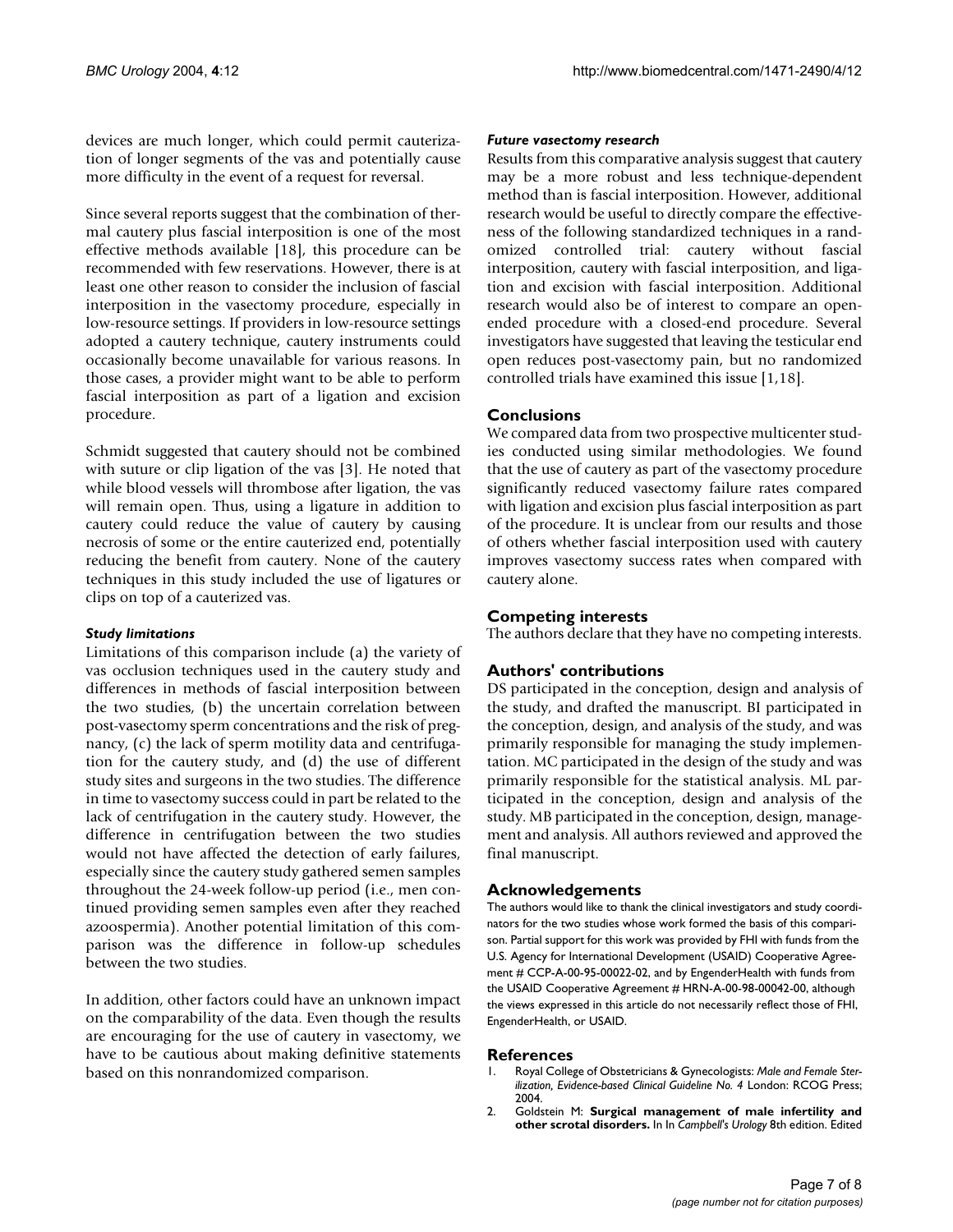devices are much longer, which could permit cauterization of longer segments of the vas and potentially cause more difficulty in the event of a request for reversal.

Since several reports suggest that the combination of thermal cautery plus fascial interposition is one of the most effective methods available [18], this procedure can be recommended with few reservations. However, there is at least one other reason to consider the inclusion of fascial interposition in the vasectomy procedure, especially in low-resource settings. If providers in low-resource settings adopted a cautery technique, cautery instruments could occasionally become unavailable for various reasons. In those cases, a provider might want to be able to perform fascial interposition as part of a ligation and excision procedure.

Schmidt suggested that cautery should not be combined with suture or clip ligation of the vas [3]. He noted that while blood vessels will thrombose after ligation, the vas will remain open. Thus, using a ligature in addition to cautery could reduce the value of cautery by causing necrosis of some or the entire cauterized end, potentially reducing the benefit from cautery. None of the cautery techniques in this study included the use of ligatures or clips on top of a cauterized vas.

### *Study limitations*

Limitations of this comparison include (a) the variety of vas occlusion techniques used in the cautery study and differences in methods of fascial interposition between the two studies, (b) the uncertain correlation between post-vasectomy sperm concentrations and the risk of pregnancy, (c) the lack of sperm motility data and centrifugation for the cautery study, and (d) the use of different study sites and surgeons in the two studies. The difference in time to vasectomy success could in part be related to the lack of centrifugation in the cautery study. However, the difference in centrifugation between the two studies would not have affected the detection of early failures, especially since the cautery study gathered semen samples throughout the 24-week follow-up period (i.e., men continued providing semen samples even after they reached azoospermia). Another potential limitation of this comparison was the difference in follow-up schedules between the two studies.

In addition, other factors could have an unknown impact on the comparability of the data. Even though the results are encouraging for the use of cautery in vasectomy, we have to be cautious about making definitive statements based on this nonrandomized comparison.

### *Future vasectomy research*

Results from this comparative analysis suggest that cautery may be a more robust and less technique-dependent method than is fascial interposition. However, additional research would be useful to directly compare the effectiveness of the following standardized techniques in a randomized controlled trial: cautery without fascial interposition, cautery with fascial interposition, and ligation and excision with fascial interposition. Additional research would also be of interest to compare an open-ended procedure with a closed-end procedure. Several investigators have suggested that leaving the testicular end open reduces post-vasectomy pain, but no randomized controlled trials have examined this issue [1,18].

## Conclusions

We compared data from two prospective multicenter studies conducted using similar methodologies. We found that the use of cautery as part of the vasectomy procedure significantly reduced vasectomy failure rates compared with ligation and excision plus fascial interposition as part of the procedure. It is unclear from our results and those of others whether fascial interposition used with cautery improves vasectomy success rates when compared with cautery alone.

## Competing interests

The authors declare that they have no competing interests.

## Authors' contributions

DS participated in the conception, design and analysis of the study, and drafted the manuscript. BI participated in the conception, design, and analysis of the study, and was primarily responsible for managing the study implementation. MC participated in the design of the study and was primarily responsible for the statistical analysis. ML participated in the conception, design and analysis of the study. MB participated in the conception, design, management and analysis. All authors reviewed and approved the final manuscript.

## Acknowledgements

The authors would like to thank the clinical investigators and study coordinators for the two studies whose work formed the basis of this comparison. Partial support for this work was provided by FHI with funds from the U.S. Agency for International Development (USAID) Cooperative Agreement # CCP-A-00-95-00022-02, and by EngenderHealth with funds from the USAID Cooperative Agreement # HRN-A-00-98-00042-00, although the views expressed in this article do not necessarily reflect those of FHI, EngenderHealth, or USAID.

## References

1. Royal College of Obstetricians & Gynecologists: *Male and Female Sterilization, Evidence-based Clinical Guideline No. 4* London: RCOG Press; 2004.
2. Goldstein M: **Surgical management of male infertility and other scrotal disorders.** In In *Campbell's Urology* 8th edition. Edited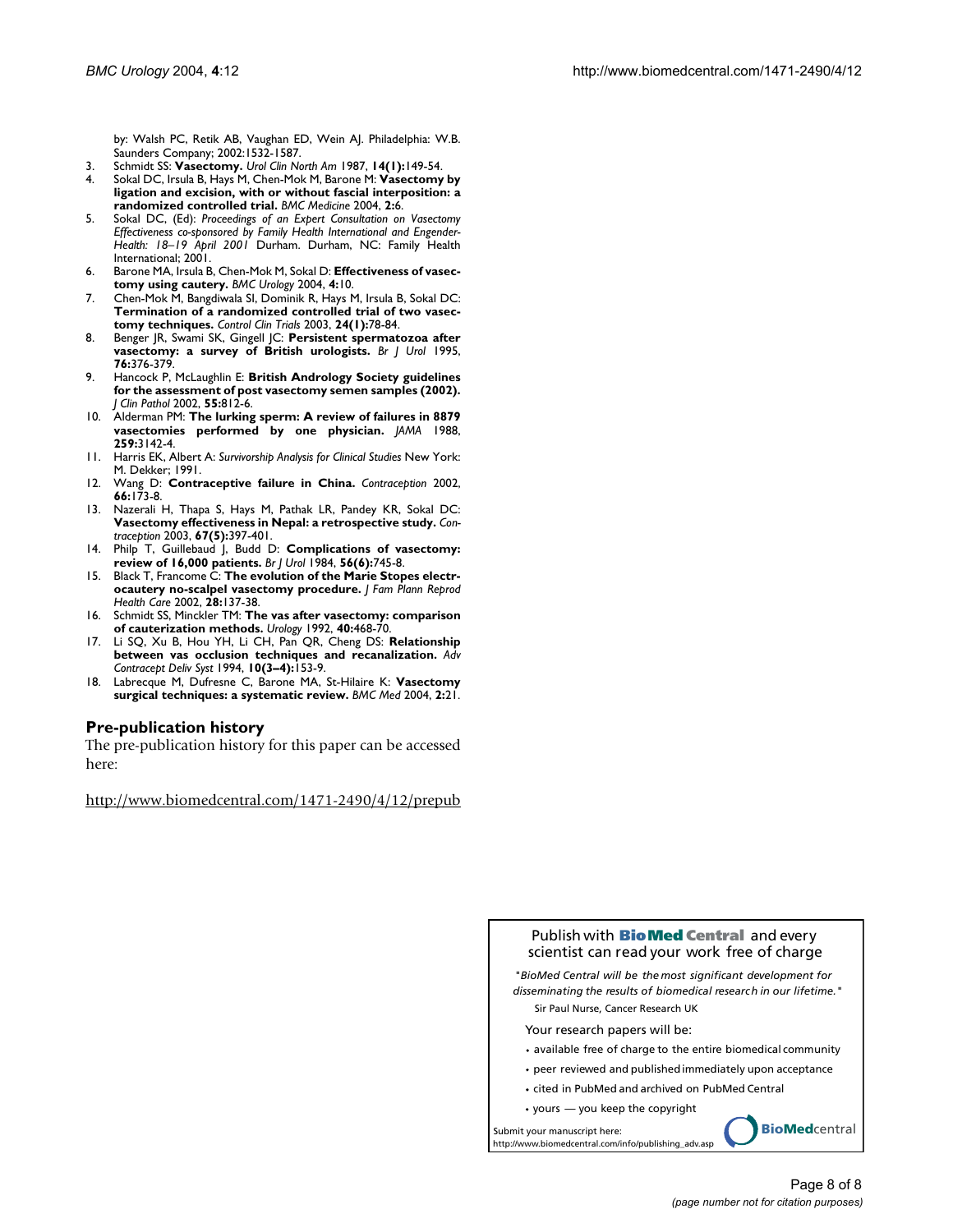by: Walsh PC, Retik AB, Vaughan ED, Wein AJ. Philadelphia: W.B. Saunders Company; 2002:1532-1587.

3. Schmidt SS: **Vasectomy.** *Urol Clin North Am* 1987, **14(1):**149-54.
4. Sokal DC, Irsula B, Hays M, Chen-Mok M, Barone M: **Vasectomy by ligation and excision, with or without fascial interposition: a randomized controlled trial.** *BMC Medicine* 2004, **2:**6.
5. Sokal DC, (Ed): *Proceedings of an Expert Consultation on Vasectomy Effectiveness co-sponsored by Family Health International and Engender-Health: 18–19 April 2001* Durham. Durham, NC: Family Health International; 2001.
6. Barone MA, Irsula B, Chen-Mok M, Sokal D: **Effectiveness of vasectomy using cautery.** *BMC Urology* 2004, **4:**10.
7. Chen-Mok M, Bangdiwala SI, Dominik R, Hays M, Irsula B, Sokal DC: **Termination of a randomized controlled trial of two vasectomy techniques.** *Control Clin Trials* 2003, **24(1):**78-84.
8. Benger JR, Swami SK, Gingell JC: **Persistent spermatozoa after vasectomy: a survey of British urologists.** *Br J Urol* 1995, **76:**376-379.
9. Hancock P, McLaughlin E: **British Andrology Society guidelines for the assessment of post vasectomy semen samples (2002).** *J Clin Pathol* 2002, **55:**812-6.
10. Alderman PM: **The lurking sperm: A review of failures in 8879 vasectomies performed by one physician.** *JAMA* 1988, **259:**3142-4.
11. Harris EK, Albert A: *Survivorship Analysis for Clinical Studies* New York: M. Dekker; 1991.
12. Wang D: **Contraceptive failure in China.** *Contraception* 2002, **66:**173-8.
13. Nazerali H, Thapa S, Hays M, Pathak LR, Pandey KR, Sokal DC: **Vasectomy effectiveness in Nepal: a retrospective study.** *Contraception* 2003, **67(5):**397-401.
14. Philp T, Guillebaud J, Budd D: **Complications of vasectomy: review of 16,000 patients.** *Br J Urol* 1984, **56(6):**745-8.
15. Black T, Francome C: **The evolution of the Marie Stopes electrocautery no-scalpel vasectomy procedure.** *J Fam Plann Reprod Health Care* 2002, **28:**137-38.
16. Schmidt SS, Minckler TM: **The vas after vasectomy: comparison of cauterization methods.** *Urology* 1992, **40:**468-70.
17. Li SQ, Xu B, Hou YH, Li CH, Pan QR, Cheng DS: **Relationship between vas occlusion techniques and recanalization.** *Adv Contracept Deliv Syst* 1994, **10(3–4):**153-9.
18. Labrecque M, Dufresne C, Barone MA, St-Hilaire K: **Vasectomy surgical techniques: a systematic review.** *BMC Med* 2004, **2:**21.

## Pre-publication history

The pre-publication history for this paper can be accessed here:

http://www.biomedcentral.com/1471-2490/4/12/prepub

Publish with **BioMed Central** and every scientist can read your work free of charge

*"BioMed Central will be the most significant development for disseminating the results of biomedical research in our lifetime."*

Sir Paul Nurse, Cancer Research UK

Your research papers will be:

- available free of charge to the entire biomedical community
- peer reviewed and published immediately upon acceptance
- cited in PubMed and archived on PubMed Central
- yours — you keep the copyright

Submit your manuscript here:
http://www.biomedcentral.com/info/publishing_adv.asp

BioMedcentral